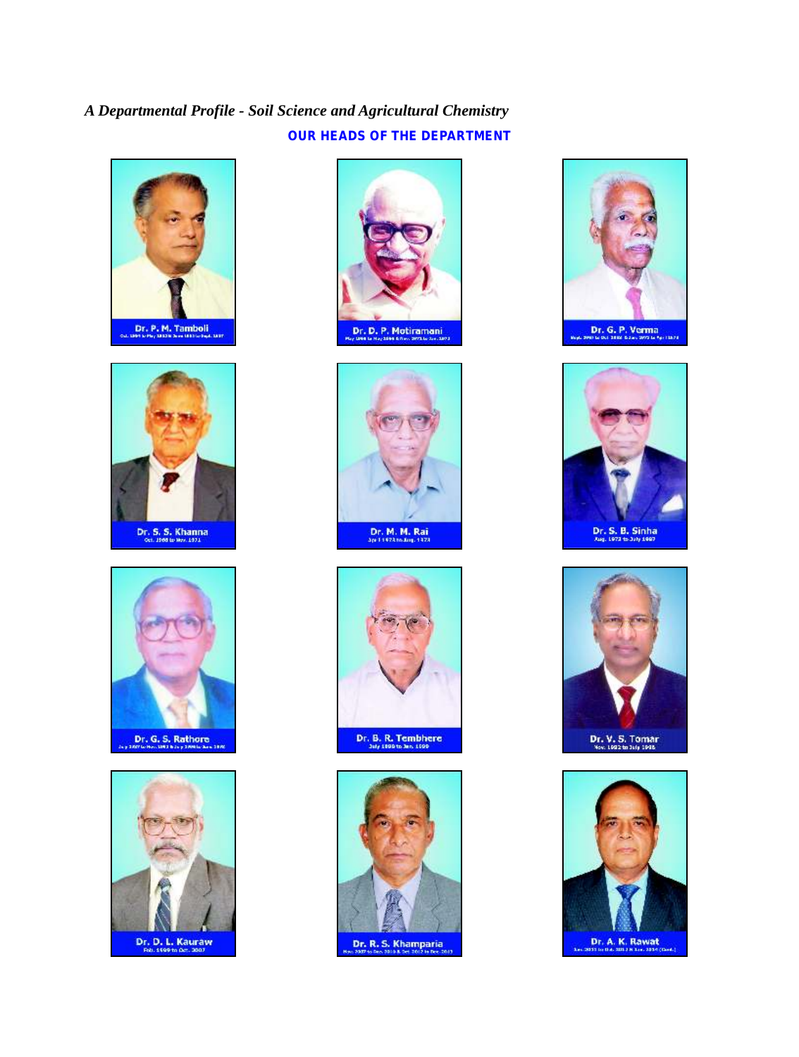*A Departmental Profile - Soil Science and Agricultural Chemistry*

**OUR HEADS OF THE DEPARTMENT**

**Dr. P. M. Tamboli**

**Dr. D. P. Motiramani**

**Dr. G. P. Verma**

**Dr. S. S. Khanna**
Oct. 1968 to Nov. 1971

**Dr. M. M. Rai**
July 1972 to Aug. 1973

**Dr. S. B. Sinha**
Aug. 1973 to July 1987

**Dr. G. S. Rathore**

**Dr. B. R. Tembhere**
July 1996 to Jan. 1999

**Dr. V. S. Tomar**
Nov. 1992 to July 1996

**Dr. D. L. Kauraw**
Feb. 1999 to Oct. 2007

**Dr. R. S. Khamparia**

**Dr. A. K. Rawat**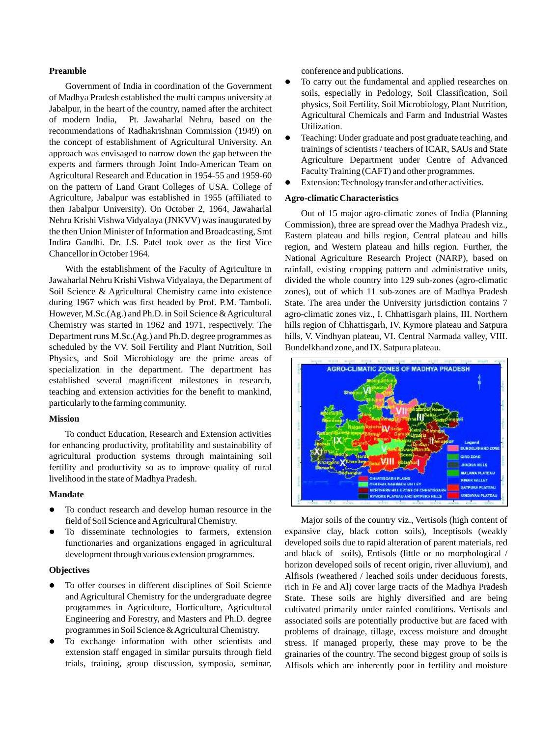### Preamble

Government of India in coordination of the Government of Madhya Pradesh established the multi campus university at Jabalpur, in the heart of the country, named after the architect of modern India, Pt. Jawaharlal Nehru, based on the recommendations of Radhakrishnan Commission (1949) on the concept of establishment of Agricultural University. An approach was envisaged to narrow down the gap between the experts and farmers through Joint Indo-American Team on Agricultural Research and Education in 1954-55 and 1959-60 on the pattern of Land Grant Colleges of USA. College of Agriculture, Jabalpur was established in 1955 (affiliated to then Jabalpur University). On October 2, 1964, Jawaharlal Nehru Krishi Vishwa Vidyalaya (JNKVV) was inaugurated by the then Union Minister of Information and Broadcasting, Smt Indira Gandhi. Dr. J.S. Patel took over as the first Vice Chancellor in October 1964.

With the establishment of the Faculty of Agriculture in Jawaharlal Nehru Krishi Vishwa Vidyalaya, the Department of Soil Science & Agricultural Chemistry came into existence during 1967 which was first headed by Prof. P.M. Tamboli. However, M.Sc.(Ag.) and Ph.D. in Soil Science & Agricultural Chemistry was started in 1962 and 1971, respectively. The Department runs M.Sc.(Ag.) and Ph.D. degree programmes as scheduled by the VV. Soil Fertility and Plant Nutrition, Soil Physics, and Soil Microbiology are the prime areas of specialization in the department. The department has established several magnificent milestones in research, teaching and extension activities for the benefit to mankind, particularly to the farming community.

### Mission

To conduct Education, Research and Extension activities for enhancing productivity, profitability and sustainability of agricultural production systems through maintaining soil fertility and productivity so as to improve quality of rural livelihood in the state of Madhya Pradesh.

### Mandate

- To conduct research and develop human resource in the field of Soil Science and Agricultural Chemistry.
- To disseminate technologies to farmers, extension functionaries and organizations engaged in agricultural development through various extension programmes.

### Objectives

- To offer courses in different disciplines of Soil Science and Agricultural Chemistry for the undergraduate degree programmes in Agriculture, Horticulture, Agricultural Engineering and Forestry, and Masters and Ph.D. degree programmes in Soil Science & Agricultural Chemistry.
- To exchange information with other scientists and extension staff engaged in similar pursuits through field trials, training, group discussion, symposia, seminar, conference and publications.
- To carry out the fundamental and applied researches on soils, especially in Pedology, Soil Classification, Soil physics, Soil Fertility, Soil Microbiology, Plant Nutrition, Agricultural Chemicals and Farm and Industrial Wastes Utilization.
- Teaching: Under graduate and post graduate teaching, and trainings of scientists / teachers of ICAR, SAUs and State Agriculture Department under Centre of Advanced Faculty Training (CAFT) and other programmes.
- Extension: Technology transfer and other activities.

### Agro-climatic Characteristics

Out of 15 major agro-climatic zones of India (Planning Commission), three are spread over the Madhya Pradesh viz., Eastern plateau and hills region, Central plateau and hills region, and Western plateau and hills region. Further, the National Agriculture Research Project (NARP), based on rainfall, existing cropping pattern and administrative units, divided the whole country into 129 sub-zones (agro-climatic zones), out of which 11 sub-zones are of Madhya Pradesh State. The area under the University jurisdiction contains 7 agro-climatic zones viz., I. Chhattisgarh plains, III. Northern hills region of Chhattisgarh, IV. Kymore plateau and Satpura hills, V. Vindhyan plateau, VI. Central Narmada valley, VIII. Bundelkhand zone, and IX. Satpura plateau.

Major soils of the country viz., Vertisols (high content of expansive clay, black cotton soils), Inceptisols (weakly developed soils due to rapid alteration of parent materials, red and black of soils), Entisols (little or no morphological / horizon developed soils of recent origin, river alluvium), and Alfisols (weathered / leached soils under deciduous forests, rich in Fe and Al) cover large tracts of the Madhya Pradesh State. These soils are highly diversified and are being cultivated primarily under rainfed conditions. Vertisols and associated soils are potentially productive but are faced with problems of drainage, tillage, excess moisture and drought stress. If managed properly, these may prove to be the grainaries of the country. The second biggest group of soils is Alfisols which are inherently poor in fertility and moisture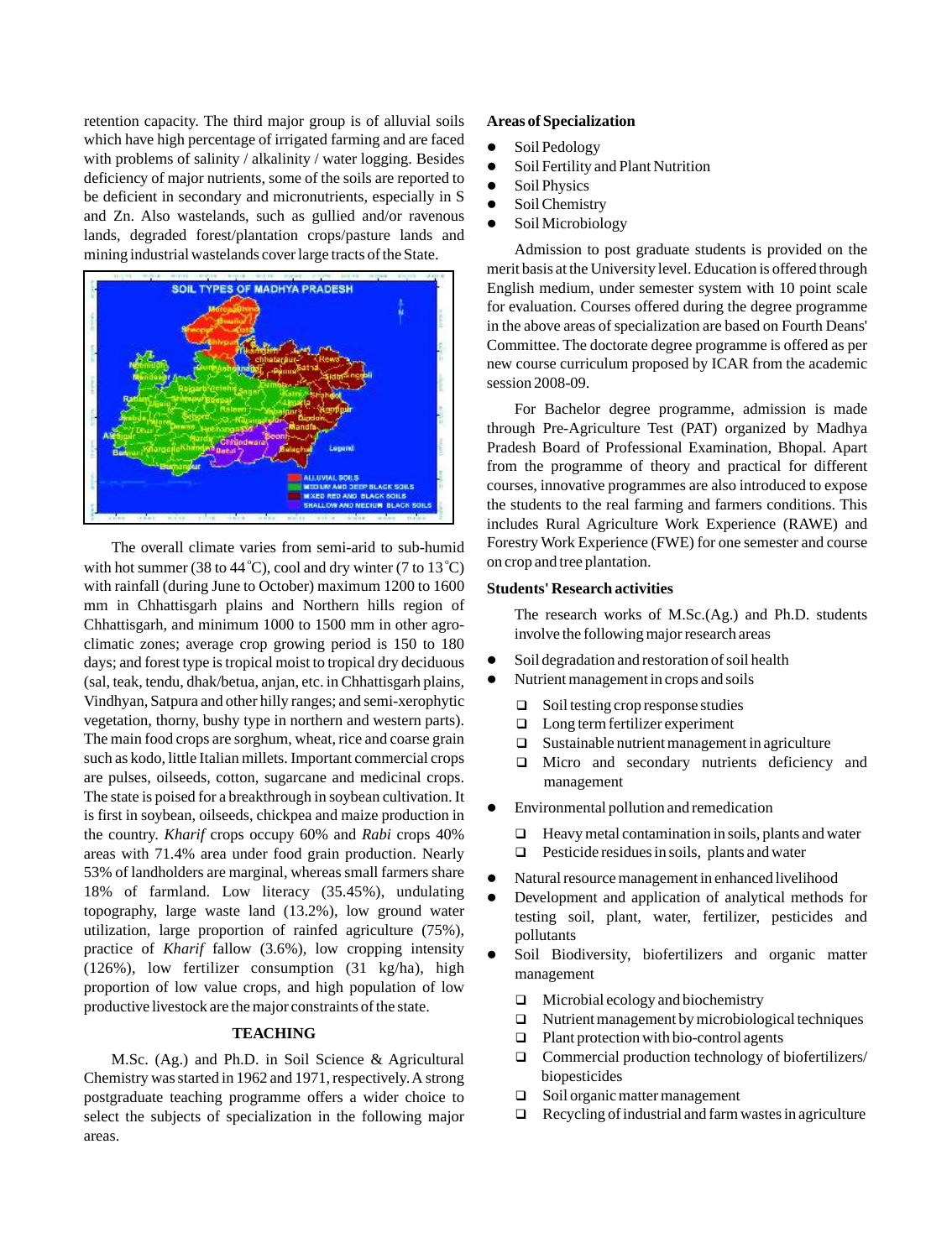retention capacity. The third major group is of alluvial soils which have high percentage of irrigated farming and are faced with problems of salinity / alkalinity / water logging. Besides deficiency of major nutrients, some of the soils are reported to be deficient in secondary and micronutrients, especially in S and Zn. Also wastelands, such as gullied and/or ravenous lands, degraded forest/plantation crops/pasture lands and mining industrial wastelands cover large tracts of the State.

The overall climate varies from semi-arid to sub-humid with hot summer (38 to 44 °C), cool and dry winter (7 to 13 °C) with rainfall (during June to October) maximum 1200 to 1600 mm in Chhattisgarh plains and Northern hills region of Chhattisgarh, and minimum 1000 to 1500 mm in other agro-climatic zones; average crop growing period is 150 to 180 days; and forest type is tropical moist to tropical dry deciduous (sal, teak, tendu, dhak/betua, anjan, etc. in Chhattisgarh plains, Vindhyan, Satpura and other hilly ranges; and semi-xerophytic vegetation, thorny, bushy type in northern and western parts). The main food crops are sorghum, wheat, rice and coarse grain such as kodo, little Italian millets. Important commercial crops are pulses, oilseeds, cotton, sugarcane and medicinal crops. The state is poised for a breakthrough in soybean cultivation. It is first in soybean, oilseeds, chickpea and maize production in the country. *Kharif* crops occupy 60% and *Rabi* crops 40% areas with 71.4% area under food grain production. Nearly 53% of landholders are marginal, whereas small farmers share 18% of farmland. Low literacy (35.45%), undulating topography, large waste land (13.2%), low ground water utilization, large proportion of rainfed agriculture (75%), practice of *Kharif* fallow (3.6%), low cropping intensity (126%), low fertilizer consumption (31 kg/ha), high proportion of low value crops, and high population of low productive livestock are the major constraints of the state.

## TEACHING

M.Sc. (Ag.) and Ph.D. in Soil Science & Agricultural Chemistry was started in 1962 and 1971, respectively. A strong postgraduate teaching programme offers a wider choice to select the subjects of specialization in the following major areas.

### Areas of Specialization

- Soil Pedology
- Soil Fertility and Plant Nutrition
- Soil Physics
- Soil Chemistry
- Soil Microbiology

Admission to post graduate students is provided on the merit basis at the University level. Education is offered through English medium, under semester system with 10 point scale for evaluation. Courses offered during the degree programme in the above areas of specialization are based on Fourth Deans' Committee. The doctorate degree programme is offered as per new course curriculum proposed by ICAR from the academic session 2008-09.

For Bachelor degree programme, admission is made through Pre-Agriculture Test (PAT) organized by Madhya Pradesh Board of Professional Examination, Bhopal. Apart from the programme of theory and practical for different courses, innovative programmes are also introduced to expose the students to the real farming and farmers conditions. This includes Rural Agriculture Work Experience (RAWE) and Forestry Work Experience (FWE) for one semester and course on crop and tree plantation.

### Students' Research activities

The research works of M.Sc.(Ag.) and Ph.D. students involve the following major research areas

- Soil degradation and restoration of soil health
- Nutrient management in crops and soils
  - Soil testing crop response studies
  - Long term fertilizer experiment
  - Sustainable nutrient management in agriculture
  - Micro and secondary nutrients deficiency and management
- Environmental pollution and remedication
  - Heavy metal contamination in soils, plants and water
  - Pesticide residues in soils, plants and water
- Natural resource management in enhanced livelihood
- Development and application of analytical methods for testing soil, plant, water, fertilizer, pesticides and pollutants
- Soil Biodiversity, biofertilizers and organic matter management
  - Microbial ecology and biochemistry
  - Nutrient management by microbiological techniques
  - Plant protection with bio-control agents
  - Commercial production technology of biofertilizers/ biopesticides
  - Soil organic matter management
  - Recycling of industrial and farm wastes in agriculture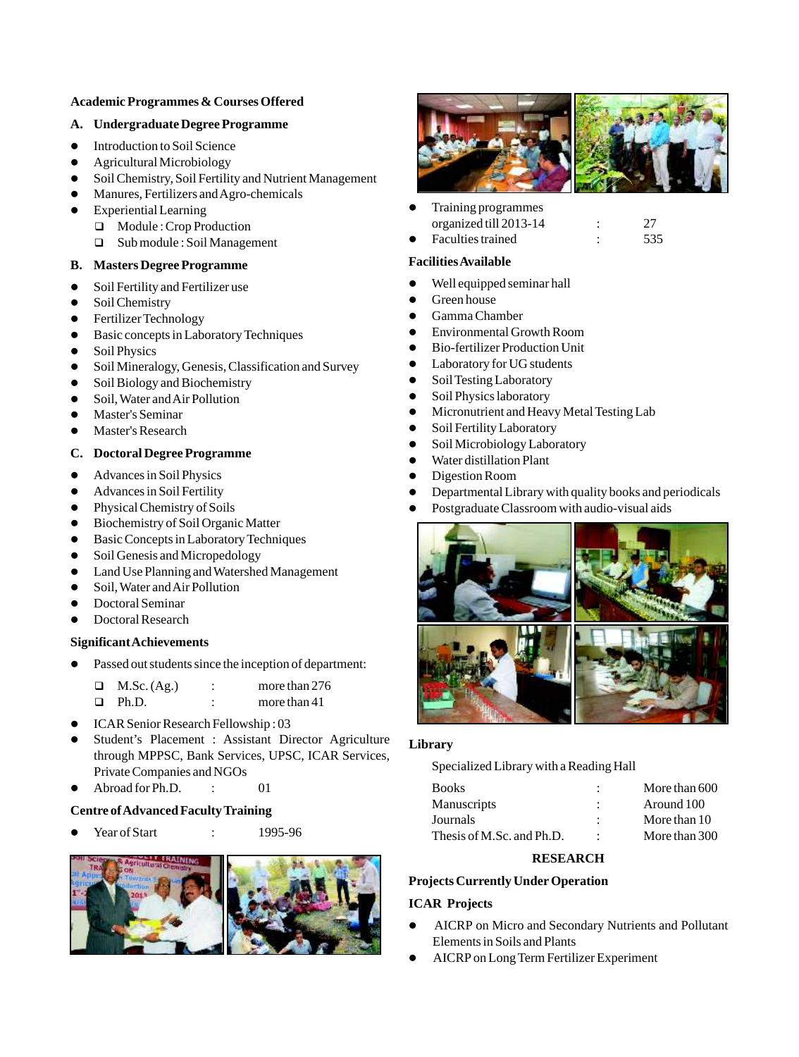### Academic Programmes & Courses Offered

#### A. Undergraduate Degree Programme

- Introduction to Soil Science
- Agricultural Microbiology
- Soil Chemistry, Soil Fertility and Nutrient Management
- Manures, Fertilizers and Agro-chemicals
- Experiential Learning
  - Module : Crop Production
  - Sub module : Soil Management

#### B. Masters Degree Programme

- Soil Fertility and Fertilizer use
- Soil Chemistry
- Fertilizer Technology
- Basic concepts in Laboratory Techniques
- Soil Physics
- Soil Mineralogy, Genesis, Classification and Survey
- Soil Biology and Biochemistry
- Soil, Water and Air Pollution
- Master's Seminar
- Master's Research

#### C. Doctoral Degree Programme

- Advances in Soil Physics
- Advances in Soil Fertility
- Physical Chemistry of Soils
- Biochemistry of Soil Organic Matter
- Basic Concepts in Laboratory Techniques
- Soil Genesis and Micropedology
- Land Use Planning and Watershed Management
- Soil, Water and Air Pollution
- Doctoral Seminar
- Doctoral Research

### Significant Achievements

- Passed out students since the inception of department:
  - M.Sc. (Ag.) : more than 276
  - Ph.D. : more than 41
- ICAR Senior Research Fellowship : 03
- Student's Placement : Assistant Director Agriculture through MPPSC, Bank Services, UPSC, ICAR Services, Private Companies and NGOs
- Abroad for Ph.D. : 01

### Centre of Advanced Faculty Training

- Year of Start : 1995-96
- Training programmes organized till 2013-14 : 27
- Faculties trained : 535

### Facilities Available

- Well equipped seminar hall
- Green house
- Gamma Chamber
- Environmental Growth Room
- Bio-fertilizer Production Unit
- Laboratory for UG students
- Soil Testing Laboratory
- Soil Physics laboratory
- Micronutrient and Heavy Metal Testing Lab
- Soil Fertility Laboratory
- Soil Microbiology Laboratory
- Water distillation Plant
- Digestion Room
- Departmental Library with quality books and periodicals
- Postgraduate Classroom with audio-visual aids

### Library

Specialized Library with a Reading Hall

| | | |
|---|---|---|
| Books | : | More than 600 |
| Manuscripts | : | Around 100 |
| Journals | : | More than 10 |
| Thesis of M.Sc. and Ph.D. | : | More than 300 |

## RESEARCH

### Projects Currently Under Operation

### ICAR Projects

- AICRP on Micro and Secondary Nutrients and Pollutant Elements in Soils and Plants
- AICRP on Long Term Fertilizer Experiment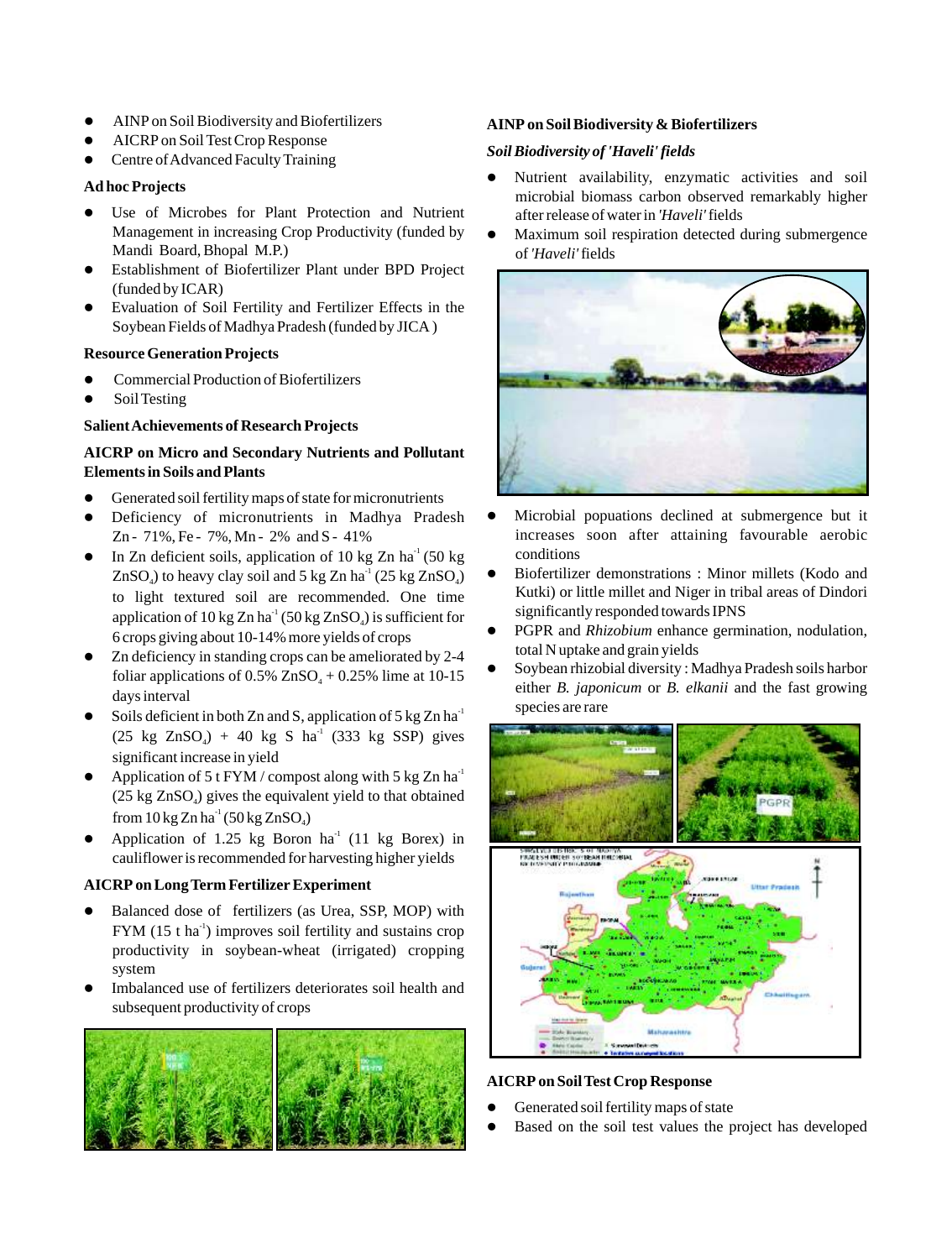- AINP on Soil Biodiversity and Biofertilizers
- AICRP on Soil Test Crop Response
- Centre of Advanced Faculty Training

**Ad hoc Projects**

- Use of Microbes for Plant Protection and Nutrient Management in increasing Crop Productivity (funded by Mandi Board, Bhopal M.P.)
- Establishment of Biofertilizer Plant under BPD Project (funded by ICAR)
- Evaluation of Soil Fertility and Fertilizer Effects in the Soybean Fields of Madhya Pradesh (funded by JICA )

**Resource Generation Projects**

- Commercial Production of Biofertilizers
- Soil Testing

**Salient Achievements of Research Projects**

**AICRP on Micro and Secondary Nutrients and Pollutant Elements in Soils and Plants**

- Generated soil fertility maps of state for micronutrients
- Deficiency of micronutrients in Madhya Pradesh Zn - 71%, Fe - 7%, Mn - 2% and S - 41%
- In Zn deficient soils, application of 10 kg Zn $ha^{-1}$ (50 kg $ZnSO_4$) to heavy clay soil and 5 kg Zn $ha^{-1}$ (25 kg $ZnSO_4$) to light textured soil are recommended. One time application of 10 kg Zn $ha^{-1}$ (50 kg $ZnSO_4$) is sufficient for 6 crops giving about 10-14% more yields of crops
- Zn deficiency in standing crops can be ameliorated by 2-4 foliar applications of 0.5% $ZnSO_4$ + 0.25% lime at 10-15 days interval
- Soils deficient in both Zn and S, application of 5 kg Zn $ha^{-1}$ (25 kg $ZnSO_4$) + 40 kg S $ha^{-1}$ (333 kg SSP) gives significant increase in yield
- Application of 5 t FYM / compost along with 5 kg Zn $ha^{-1}$ (25 kg $ZnSO_4$) gives the equivalent yield to that obtained from 10 kg Zn $ha^{-1}$ (50 kg $ZnSO_4$)
- Application of 1.25 kg Boron $ha^{-1}$ (11 kg Borex) in cauliflower is recommended for harvesting higher yields

**AICRP on Long Term Fertilizer Experiment**

- Balanced dose of fertilizers (as Urea, SSP, MOP) with FYM (15 t $ha^{-1}$) improves soil fertility and sustains crop productivity in soybean-wheat (irrigated) cropping system
- Imbalanced use of fertilizers deteriorates soil health and subsequent productivity of crops

**AINP on Soil Biodiversity & Biofertilizers**

***Soil Biodiversity of 'Haveli' fields***

- Nutrient availability, enzymatic activities and soil microbial biomass carbon observed remarkably higher after release of water in *'Haveli'* fields
- Maximum soil respiration detected during submergence of *'Haveli'* fields
- Microbial popuations declined at submergence but it increases soon after attaining favourable aerobic conditions
- Biofertilizer demonstrations : Minor millets (Kodo and Kutki) or little millet and Niger in tribal areas of Dindori significantly responded towards IPNS
- PGPR and *Rhizobium* enhance germination, nodulation, total N uptake and grain yields
- Soybean rhizobial diversity : Madhya Pradesh soils harbor either *B. japonicum* or *B. elkanii* and the fast growing species are rare

**AICRP on Soil Test Crop Response**

- Generated soil fertility maps of state
- Based on the soil test values the project has developed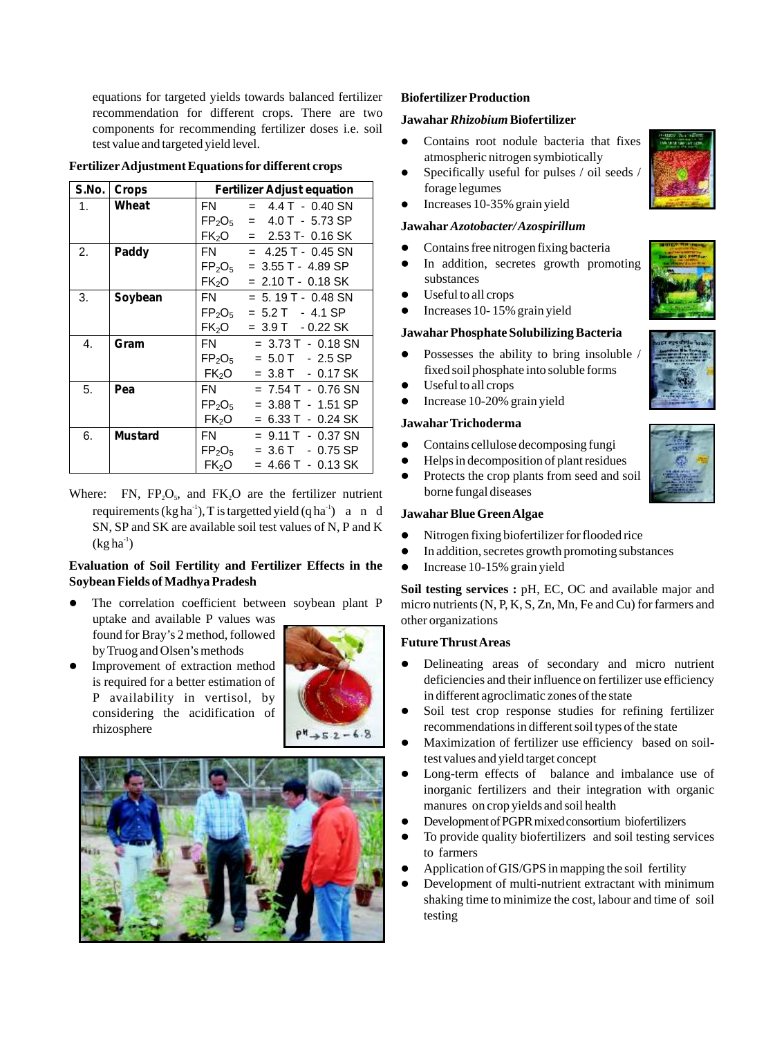equations for targeted yields towards balanced fertilizer recommendation for different crops. There are two components for recommending fertilizer doses i.e. soil test value and targeted yield level.

**Fertilizer Adjustment Equations for different crops**

| S.No. | Crops | Fertilizer Adjust equation |
|---|---|---|
| 1. | **Wheat** | FN = 4.4 T - 0.40 SN |
| | | $FP_2O_5$ = 4.0 T - 5.73 SP |
| | | $FK_2O$ = 2.53 T- 0.16 SK |
| 2. | **Paddy** | FN = 4.25 T - 0.45 SN |
| | | $FP_2O_5$ = 3.55 T - 4.89 SP |
| | | $FK_2O$ = 2.10 T - 0.18 SK |
| 3. | **Soybean** | FN = 5. 19 T - 0.48 SN |
| | | $FP_2O_5$ = 5.2 T - 4.1 SP |
| | | $FK_2O$ = 3.9 T - 0.22 SK |
| 4. | **Gram** | FN = 3.73 T - 0.18 SN |
| | | $FP_2O_5$ = 5.0 T - 2.5 SP |
| | | $FK_2O$ = 3.8 T - 0.17 SK |
| 5. | **Pea** | FN = 7.54 T - 0.76 SN |
| | | $FP_2O_5$ = 3.88 T - 1.51 SP |
| | | $FK_2O$ = 6.33 T - 0.24 SK |
| 6. | **Mustard** | FN = 9.11 T - 0.37 SN |
| | | $FP_2O_5$ = 3.6 T - 0.75 SP |
| | | $FK_2O$ = 4.66 T - 0.13 SK |

Where: FN, $FP_2O_5$, and $FK_2O$ are the fertilizer nutrient requirements (kg $ha^{-1}$), T is targetted yield (q $ha^{-1}$) and SN, SP and SK are available soil test values of N, P and K (kg $ha^{-1}$)

**Evaluation of Soil Fertility and Fertilizer Effects in the Soybean Fields of Madhya Pradesh**

- The correlation coefficient between soybean plant P uptake and available P values was found for Bray's 2 method, followed by Truog and Olsen's methods
- Improvement of extraction method is required for a better estimation of P availability in vertisol, by considering the acidification of rhizosphere

**Biofertilizer Production**

**Jawahar *Rhizobium* Biofertilizer**

- Contains root nodule bacteria that fixes atmospheric nitrogen symbiotically
- Specifically useful for pulses / oil seeds / forage legumes
- Increases 10-35% grain yield

**Jawahar *Azotobacter/Azospirillum***

- Contains free nitrogen fixing bacteria
- In addition, secretes growth promoting substances
- Useful to all crops
- Increases 10- 15% grain yield

**Jawahar Phosphate Solubilizing Bacteria**

- Possesses the ability to bring insoluble / fixed soil phosphate into soluble forms
- Useful to all crops
- Increase 10-20% grain yield

**Jawahar Trichoderma**

- Contains cellulose decomposing fungi
- Helps in decomposition of plant residues
- Protects the crop plants from seed and soil borne fungal diseases

**Jawahar Blue Green Algae**

- Nitrogen fixing biofertilizer for flooded rice
- In addition, secretes growth promoting substances
- Increase 10-15% grain yield

**Soil testing services :** pH, EC, OC and available major and micro nutrients (N, P, K, S, Zn, Mn, Fe and Cu) for farmers and other organizations

**Future Thrust Areas**

- Delineating areas of secondary and micro nutrient deficiencies and their influence on fertilizer use efficiency in different agroclimatic zones of the state
- Soil test crop response studies for refining fertilizer recommendations in different soil types of the state
- Maximization of fertilizer use efficiency based on soil-test values and yield target concept
- Long-term effects of balance and imbalance use of inorganic fertilizers and their integration with organic manures on crop yields and soil health
- Development of PGPR mixed consortium biofertilizers
- To provide quality biofertilizers and soil testing services to farmers
- Application of GIS/GPS in mapping the soil fertility
- Development of multi-nutrient extractant with minimum shaking time to minimize the cost, labour and time of soil testing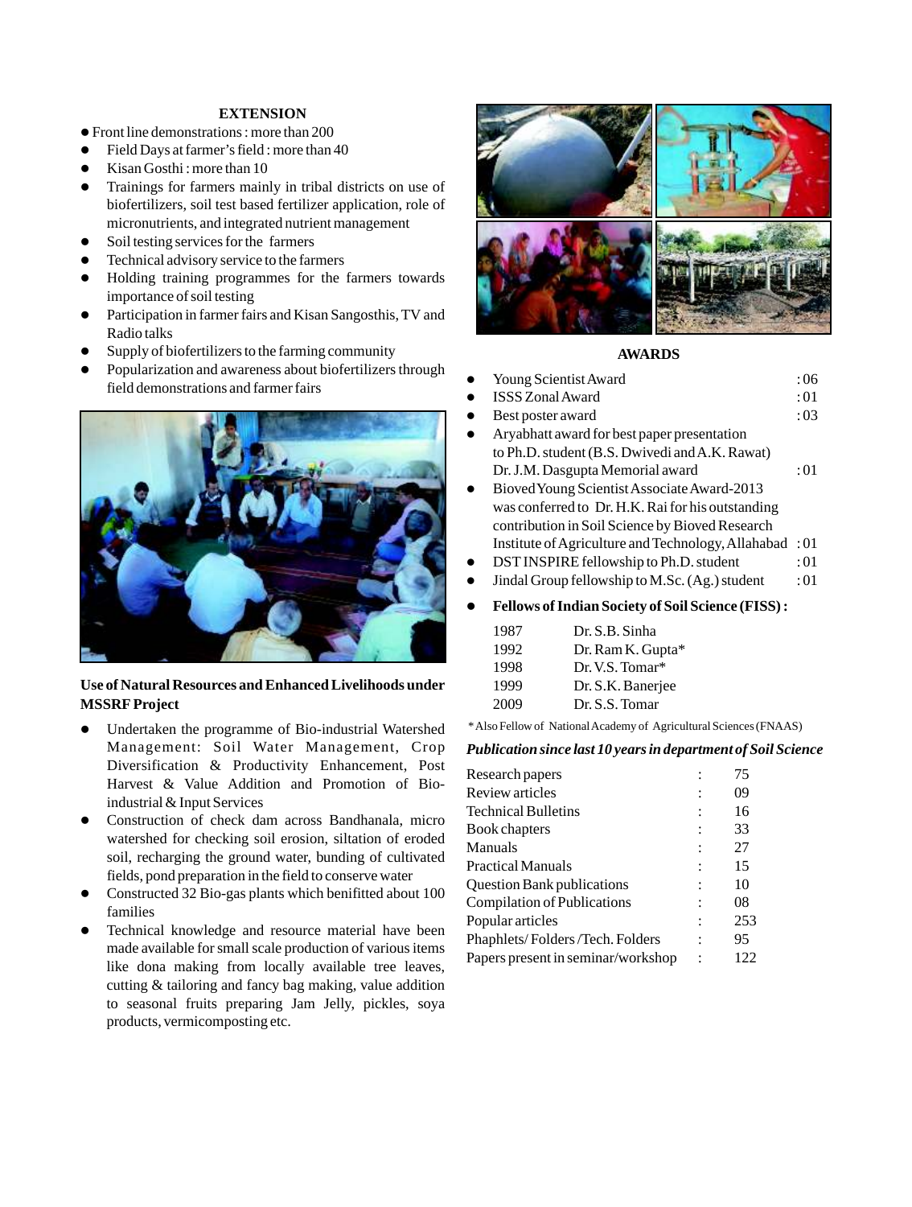## EXTENSION

- Front line demonstrations : more than 200
- Field Days at farmer's field : more than 40
- Kisan Gosthi : more than 10
- Trainings for farmers mainly in tribal districts on use of biofertilizers, soil test based fertilizer application, role of micronutrients, and integrated nutrient management
- Soil testing services for the farmers
- Technical advisory service to the farmers
- Holding training programmes for the farmers towards importance of soil testing
- Participation in farmer fairs and Kisan Sangosthis, TV and Radio talks
- Supply of biofertilizers to the farming community
- Popularization and awareness about biofertilizers through field demonstrations and farmer fairs

**Use of Natural Resources and Enhanced Livelihoods under MSSRF Project**

- Undertaken the programme of Bio-industrial Watershed Management: Soil Water Management, Crop Diversification & Productivity Enhancement, Post Harvest & Value Addition and Promotion of Bio-industrial & Input Services
- Construction of check dam across Bandhanala, micro watershed for checking soil erosion, siltation of eroded soil, recharging the ground water, bunding of cultivated fields, pond preparation in the field to conserve water
- Constructed 32 Bio-gas plants which benifitted about 100 families
- Technical knowledge and resource material have been made available for small scale production of various items like dona making from locally available tree leaves, cutting & tailoring and fancy bag making, value addition to seasonal fruits preparing Jam Jelly, pickles, soya products, vermicomposting etc.

## AWARDS

- Young Scientist Award : 06
- ISSS Zonal Award : 01
- Best poster award : 03
- Aryabhatt award for best paper presentation to Ph.D. student (B.S. Dwivedi and A.K. Rawat) Dr. J.M. Dasgupta Memorial award : 01
- Bioved Young Scientist Associate Award-2013 was conferred to Dr. H.K. Rai for his outstanding contribution in Soil Science by Bioved Research Institute of Agriculture and Technology, Allahabad : 01
- DST INSPIRE fellowship to Ph.D. student : 01
- Jindal Group fellowship to M.Sc. (Ag.) student : 01
- **Fellows of Indian Society of Soil Science (FISS) :**

| | |
|---|---|
| 1987 | Dr. S.B. Sinha |
| 1992 | Dr. Ram K. Gupta* |
| 1998 | Dr. V.S. Tomar* |
| 1999 | Dr. S.K. Banerjee |
| 2009 | Dr. S.S. Tomar |

\* Also Fellow of National Academy of Agricultural Sciences (FNAAS)

***Publication since last 10 years in department of Soil Science***

| | | |
|---|---|---|
| Research papers | : | 75 |
| Review articles | : | 09 |
| Technical Bulletins | : | 16 |
| Book chapters | : | 33 |
| Manuals | : | 27 |
| Practical Manuals | : | 15 |
| Question Bank publications | : | 10 |
| Compilation of Publications | : | 08 |
| Popular articles | : | 253 |
| Phaphlets/ Folders /Tech. Folders | : | 95 |
| Papers present in seminar/workshop | : | 122 |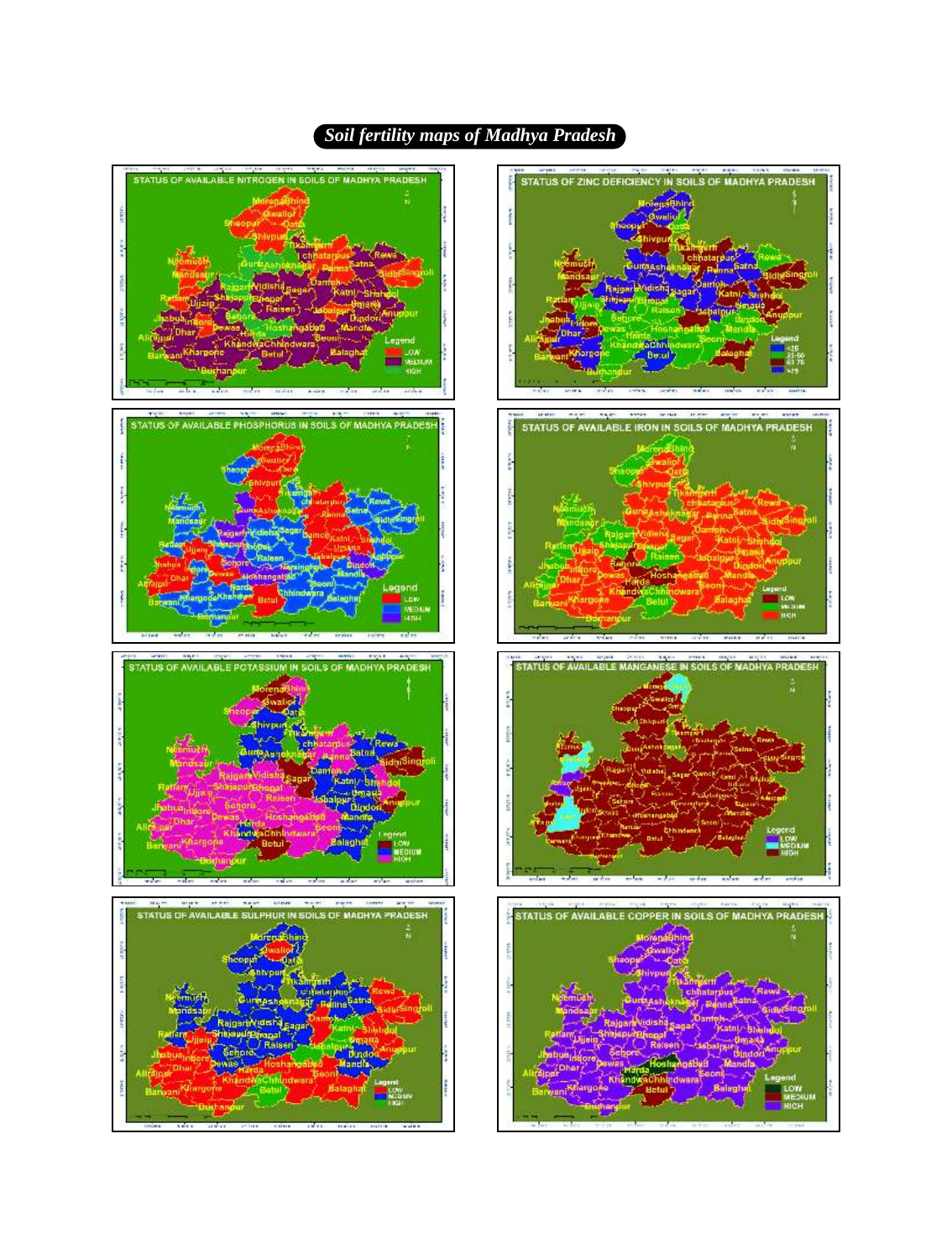## *Soil fertility maps of Madhya Pradesh*

STATUS OF AVAILABLE NITROGEN IN SOILS OF MADHYA PRADESH

Legend
LOW
MEDIUM
HIGH

STATUS OF ZINC DEFICIENCY IN SOILS OF MADHYA PRADESH

Legend
<25
25-50
51-75
>75

STATUS OF AVAILABLE PHOSPHORUS IN SOILS OF MADHYA PRADESH

Legend
LOW
MEDIUM
HIGH

STATUS OF AVAILABLE IRON IN SOILS OF MADHYA PRADESH

Legend
LOW
MEDIUM
HIGH

STATUS OF AVAILABLE POTASSIUM IN SOILS OF MADHYA PRADESH

Legend
LOW
MEDIUM
HIGH

STATUS OF AVAILABLE MANGANESE IN SOILS OF MADHYA PRADESH

Legend
LOW
MEDIUM
HIGH

STATUS OF AVAILABLE SULPHUR IN SOILS OF MADHYA PRADESH

Legend
LOW
MEDIUM
HIGH

STATUS OF AVAILABLE COPPER IN SOILS OF MADHYA PRADESH

Legend
LOW
MEDIUM
HIGH